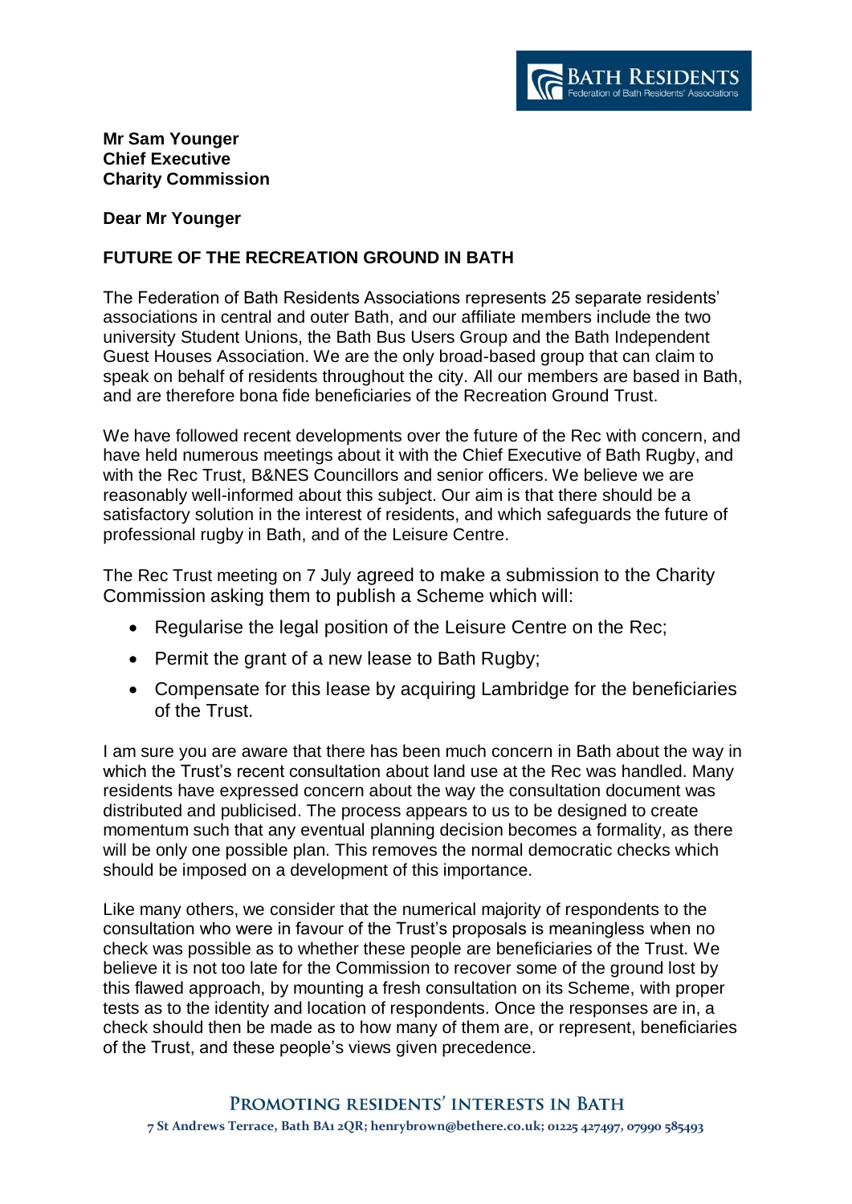**Mr Sam Younger**
**Chief Executive**
**Charity Commission**

**Dear Mr Younger**

**FUTURE OF THE RECREATION GROUND IN BATH**

The Federation of Bath Residents Associations represents 25 separate residents' associations in central and outer Bath, and our affiliate members include the two university Student Unions, the Bath Bus Users Group and the Bath Independent Guest Houses Association. We are the only broad-based group that can claim to speak on behalf of residents throughout the city. All our members are based in Bath, and are therefore bona fide beneficiaries of the Recreation Ground Trust.

We have followed recent developments over the future of the Rec with concern, and have held numerous meetings about it with the Chief Executive of Bath Rugby, and with the Rec Trust, B&NES Councillors and senior officers. We believe we are reasonably well-informed about this subject. Our aim is that there should be a satisfactory solution in the interest of residents, and which safeguards the future of professional rugby in Bath, and of the Leisure Centre.

The Rec Trust meeting on 7 July agreed to make a submission to the Charity Commission asking them to publish a Scheme which will:

- Regularise the legal position of the Leisure Centre on the Rec;
- Permit the grant of a new lease to Bath Rugby;
- Compensate for this lease by acquiring Lambridge for the beneficiaries of the Trust.

I am sure you are aware that there has been much concern in Bath about the way in which the Trust's recent consultation about land use at the Rec was handled. Many residents have expressed concern about the way the consultation document was distributed and publicised. The process appears to us to be designed to create momentum such that any eventual planning decision becomes a formality, as there will be only one possible plan. This removes the normal democratic checks which should be imposed on a development of this importance.

Like many others, we consider that the numerical majority of respondents to the consultation who were in favour of the Trust's proposals is meaningless when no check was possible as to whether these people are beneficiaries of the Trust. We believe it is not too late for the Commission to recover some of the ground lost by this flawed approach, by mounting a fresh consultation on its Scheme, with proper tests as to the identity and location of respondents. Once the responses are in, a check should then be made as to how many of them are, or represent, beneficiaries of the Trust, and these people's views given precedence.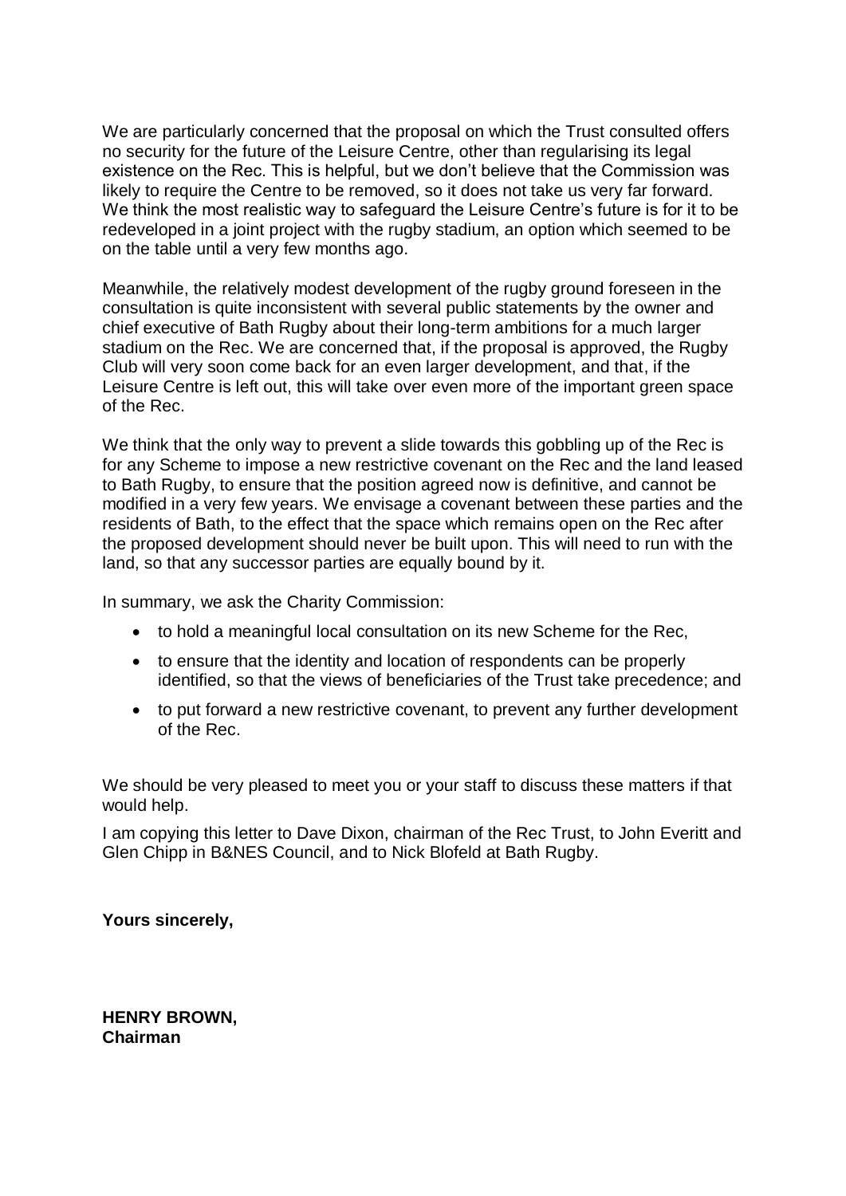We are particularly concerned that the proposal on which the Trust consulted offers no security for the future of the Leisure Centre, other than regularising its legal existence on the Rec. This is helpful, but we don't believe that the Commission was likely to require the Centre to be removed, so it does not take us very far forward. We think the most realistic way to safeguard the Leisure Centre's future is for it to be redeveloped in a joint project with the rugby stadium, an option which seemed to be on the table until a very few months ago.

Meanwhile, the relatively modest development of the rugby ground foreseen in the consultation is quite inconsistent with several public statements by the owner and chief executive of Bath Rugby about their long-term ambitions for a much larger stadium on the Rec. We are concerned that, if the proposal is approved, the Rugby Club will very soon come back for an even larger development, and that, if the Leisure Centre is left out, this will take over even more of the important green space of the Rec.

We think that the only way to prevent a slide towards this gobbling up of the Rec is for any Scheme to impose a new restrictive covenant on the Rec and the land leased to Bath Rugby, to ensure that the position agreed now is definitive, and cannot be modified in a very few years. We envisage a covenant between these parties and the residents of Bath, to the effect that the space which remains open on the Rec after the proposed development should never be built upon. This will need to run with the land, so that any successor parties are equally bound by it.

In summary, we ask the Charity Commission:

- to hold a meaningful local consultation on its new Scheme for the Rec,
- to ensure that the identity and location of respondents can be properly identified, so that the views of beneficiaries of the Trust take precedence; and
- to put forward a new restrictive covenant, to prevent any further development of the Rec.

We should be very pleased to meet you or your staff to discuss these matters if that would help.

I am copying this letter to Dave Dixon, chairman of the Rec Trust, to John Everitt and Glen Chipp in B&NES Council, and to Nick Blofeld at Bath Rugby.

**Yours sincerely,**

**HENRY BROWN,**
**Chairman**